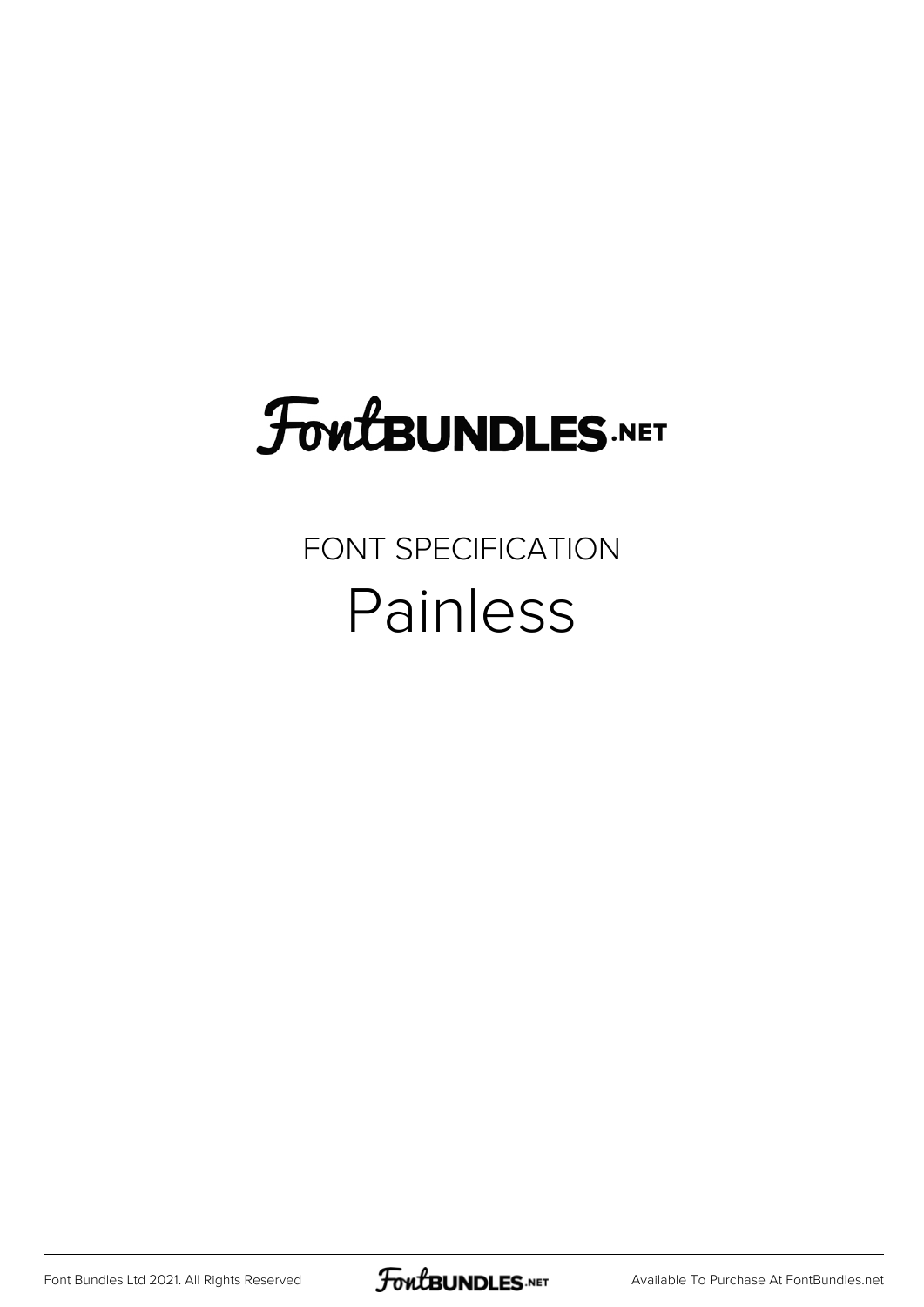# FontBUNDLES.NET

## FONT SPECIFICATION

# Painless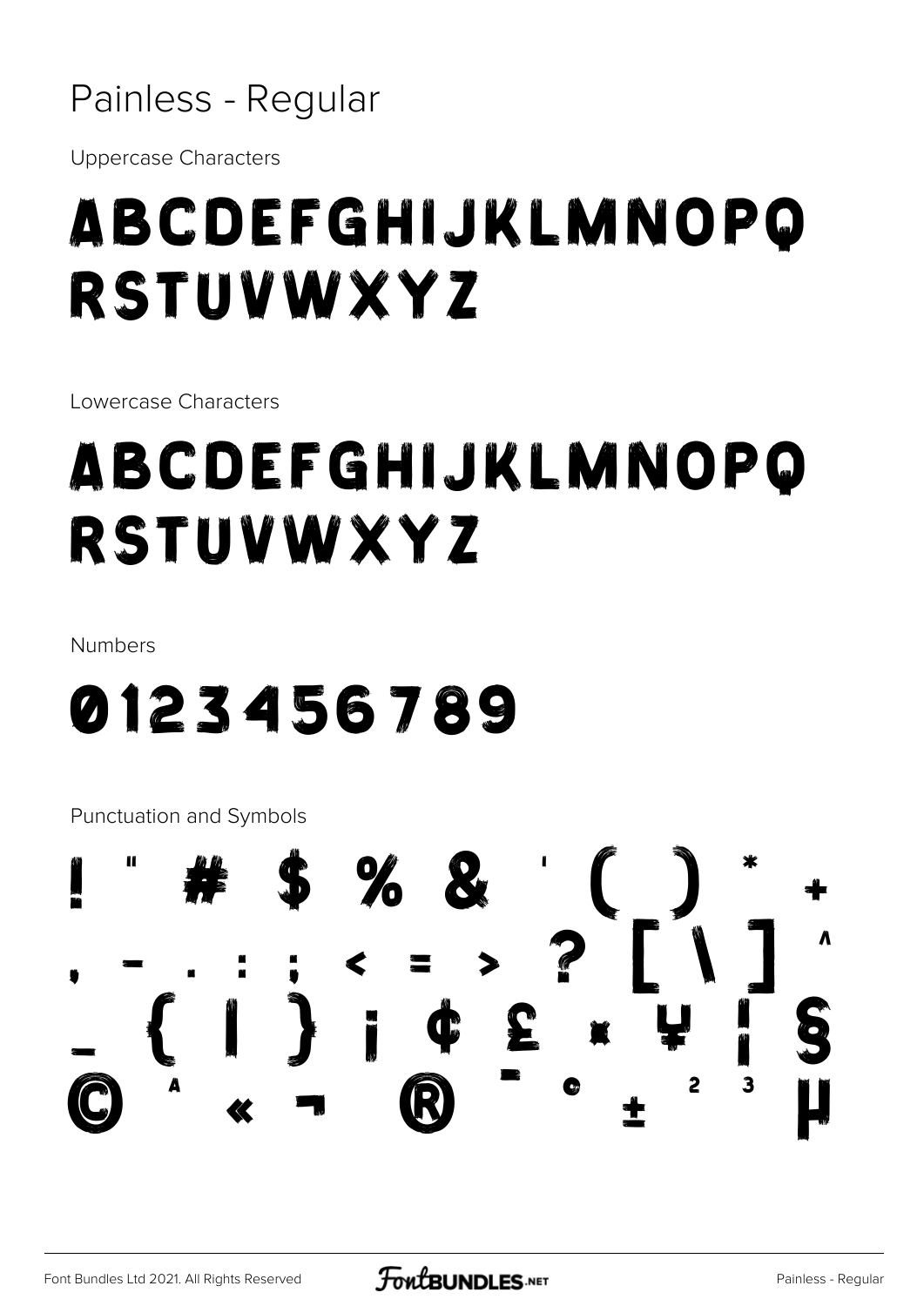# Painless - Regular

Uppercase Characters

ABCDEFGHIJKLMNOPQ
RSTUVWXYZ

Lowercase Characters

ABCDEFGHIJKLMNOPQ
RSTUVWXYZ

Numbers

0123456789

Punctuation and Symbols

! " # $ % & ' ( ) * +
, - . : ; < = > ? [ \ ] ^
_ { | } ¡ ¢ £ ¤ ¥ ¦ §
© ª « ¬ ® ¯ ° ± ² ³ µ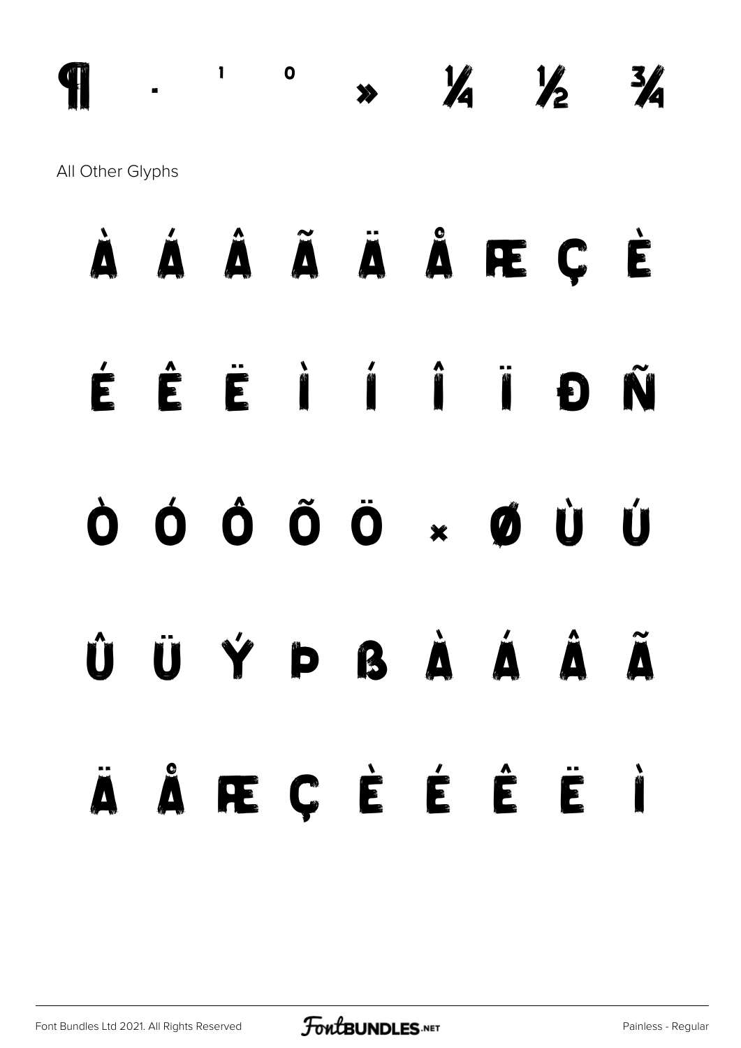¶ · ¹ º » ¼ ½ ¾

All Other Glyphs

À Á Â Ã Ä Å Æ Ç È

É Ê Ë Ì Í Î Ï Ð Ñ

Ò Ó Ô Õ Ö × Ø Ù Ú

Û Ü Ý Þ ß à á â ã

ä å æ ç è é ê ë ì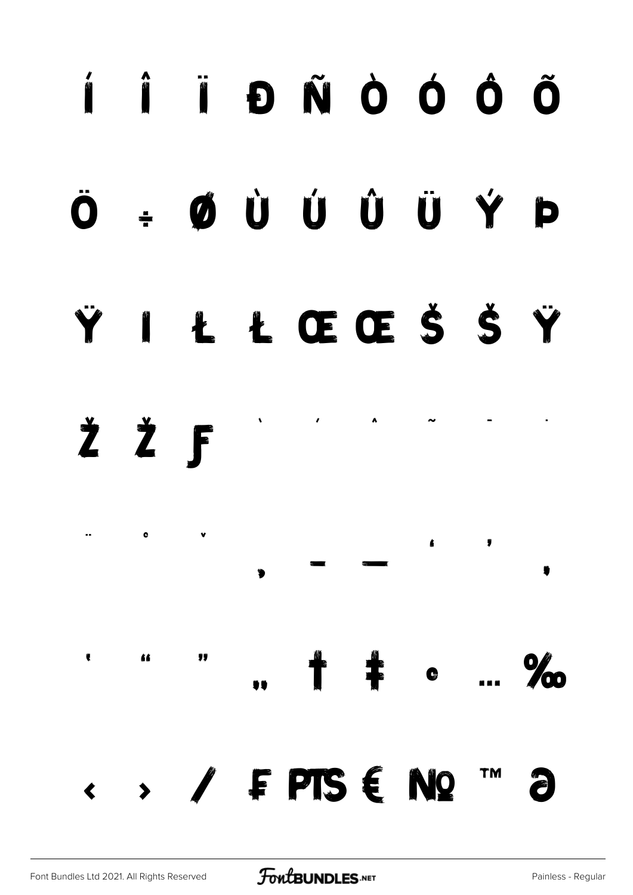Í Î Ï Ð Ñ Ò Ó Ô Õ

Ö ÷ Ø Ù Ú Û Ü Ý Þ

Ÿ I Ł Ł Œ Œ Š Š Ÿ

Ž Ž ƒ ` ´ ˆ ˜ ¯ ˙

¨ ˚ ˇ ¸ – — ‘ ’ ‚

' “ ” „ † ‡ • … ‰

‹ › ⁄ ₣ ₧ € № ™ ∂